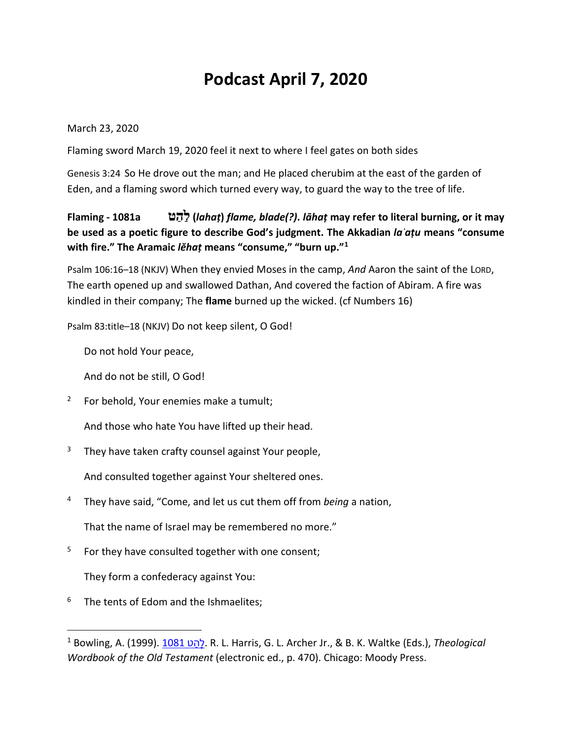# Podcast April 7, 2020

March 23, 2020

Flaming sword March 19, 2020 feel it next to where I feel gates on both sides

Genesis 3:24 So He drove out the man; and He placed cherubim at the east of the garden of Eden, and a flaming sword which turned every way, to guard the way to the tree of life.

**Flaming - 1081a לַ֫הַט (*lahaṭ*) *flame, blade(?)*. *lāhaṭ* may refer to literal burning, or it may be used as a poetic figure to describe God's judgment. The Akkadian *laʾaṭu* means "consume with fire." The Aramaic *lĕhaṭ* means "consume," "burn up."**[1]

Psalm 106:16–18 (NKJV) When they envied Moses in the camp, *And* Aaron the saint of the LORD, The earth opened up and swallowed Dathan, And covered the faction of Abiram. A fire was kindled in their company; The **flame** burned up the wicked. (cf Numbers 16)

Psalm 83:title–18 (NKJV) Do not keep silent, O God!

Do not hold Your peace,

And do not be still, O God!

2 For behold, Your enemies make a tumult;

And those who hate You have lifted up their head.

3 They have taken crafty counsel against Your people,

And consulted together against Your sheltered ones.

4 They have said, "Come, and let us cut them off from *being* a nation,

That the name of Israel may be remembered no more."

5 For they have consulted together with one consent;

They form a confederacy against You:

6 The tents of Edom and the Ishmaelites;

---

[1] Bowling, A. (1999). 1081 לָהַט. R. L. Harris, G. L. Archer Jr., & B. K. Waltke (Eds.), *Theological Wordbook of the Old Testament* (electronic ed., p. 470). Chicago: Moody Press.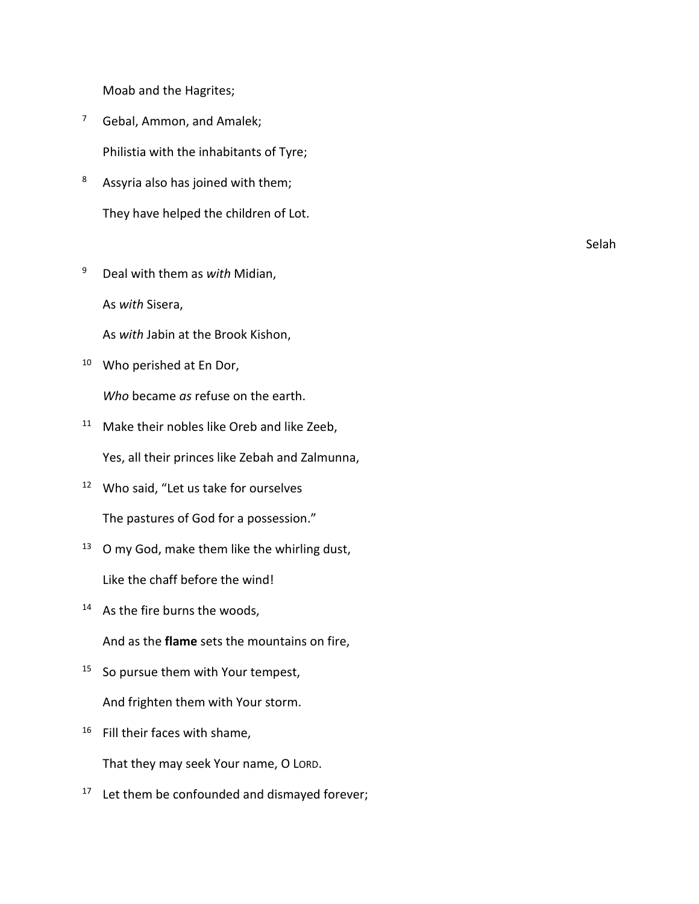Moab and the Hagrites;

7 Gebal, Ammon, and Amalek;

Philistia with the inhabitants of Tyre;

8 Assyria also has joined with them;

They have helped the children of Lot.

Selah

9 Deal with them as *with* Midian,

As *with* Sisera,

As *with* Jabin at the Brook Kishon,

10 Who perished at En Dor,

*Who* became *as* refuse on the earth.

11 Make their nobles like Oreb and like Zeeb,

Yes, all their princes like Zebah and Zalmunna,

12 Who said, "Let us take for ourselves

The pastures of God for a possession."

13 O my God, make them like the whirling dust,

Like the chaff before the wind!

14 As the fire burns the woods,

And as the **flame** sets the mountains on fire,

15 So pursue them with Your tempest,

And frighten them with Your storm.

16 Fill their faces with shame,

That they may seek Your name, O LORD.

17 Let them be confounded and dismayed forever;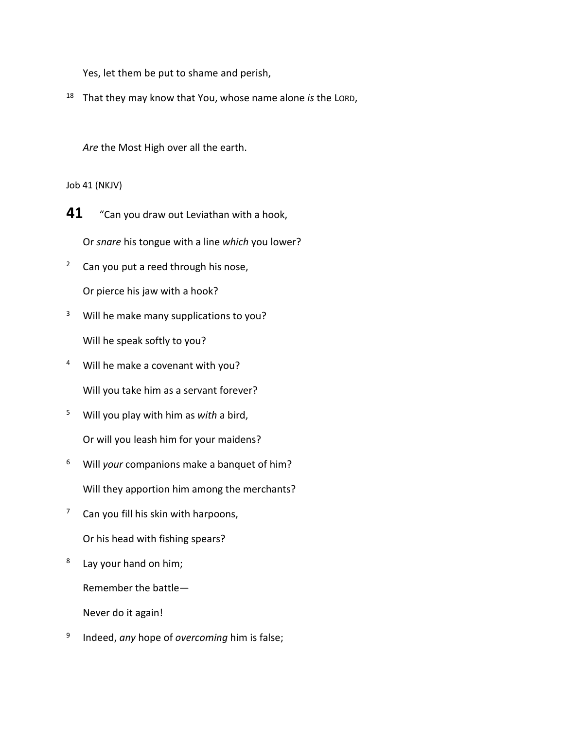Yes, let them be put to shame and perish,

18 That they may know that You, whose name alone *is* the LORD,

*Are* the Most High over all the earth.

Job 41 (NKJV)

**41** “Can you draw out Leviathan with a hook,

Or *snare* his tongue with a line *which* you lower?

2 Can you put a reed through his nose,

Or pierce his jaw with a hook?

3 Will he make many supplications to you?

Will he speak softly to you?

4 Will he make a covenant with you?

Will you take him as a servant forever?

5 Will you play with him as *with* a bird,

Or will you leash him for your maidens?

6 Will *your* companions make a banquet of him?

Will they apportion him among the merchants?

7 Can you fill his skin with harpoons,

Or his head with fishing spears?

8 Lay your hand on him;

Remember the battle—

Never do it again!

9 Indeed, *any* hope of *overcoming* him is false;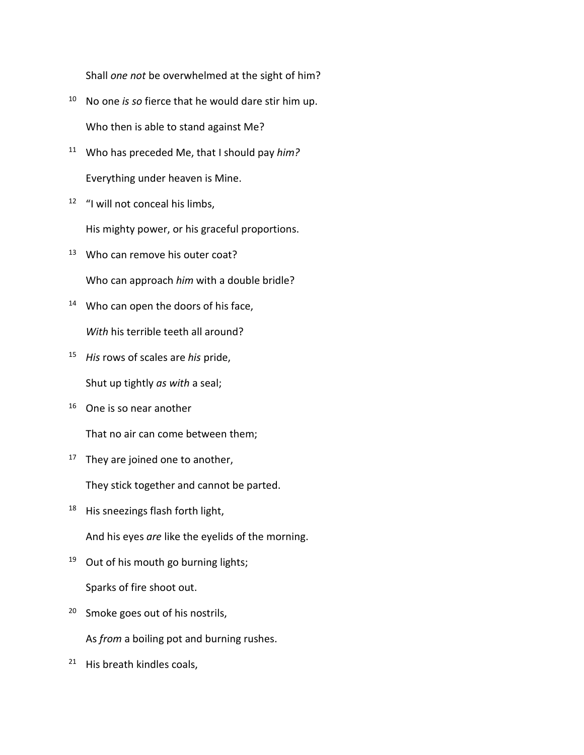Shall *one not* be overwhelmed at the sight of him?

[10] No one *is so* fierce that he would dare stir him up.

Who then is able to stand against Me?

[11] Who has preceded Me, that I should pay *him?*

Everything under heaven is Mine.

[12] "I will not conceal his limbs,

His mighty power, or his graceful proportions.

[13] Who can remove his outer coat?

Who can approach *him* with a double bridle?

[14] Who can open the doors of his face,

*With* his terrible teeth all around?

[15] *His* rows of scales are *his* pride,

Shut up tightly *as with* a seal;

[16] One is so near another

That no air can come between them;

[17] They are joined one to another,

They stick together and cannot be parted.

[18] His sneezings flash forth light,

And his eyes *are* like the eyelids of the morning.

[19] Out of his mouth go burning lights;

Sparks of fire shoot out.

[20] Smoke goes out of his nostrils,

As *from* a boiling pot and burning rushes.

[21] His breath kindles coals,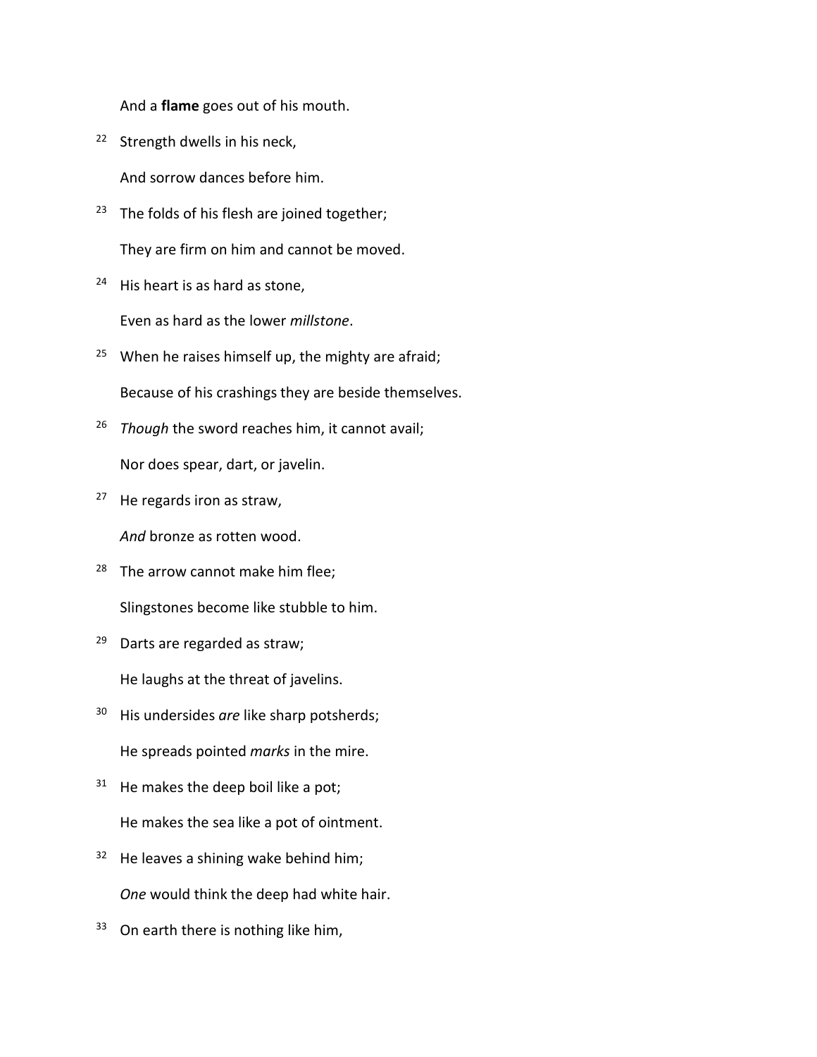And a **flame** goes out of his mouth.

[22] Strength dwells in his neck,

And sorrow dances before him.

[23] The folds of his flesh are joined together;

They are firm on him and cannot be moved.

[24] His heart is as hard as stone,

Even as hard as the lower *millstone*.

[25] When he raises himself up, the mighty are afraid;

Because of his crashings they are beside themselves.

[26] *Though* the sword reaches him, it cannot avail;

Nor does spear, dart, or javelin.

[27] He regards iron as straw,

*And* bronze as rotten wood.

[28] The arrow cannot make him flee;

Slingstones become like stubble to him.

[29] Darts are regarded as straw;

He laughs at the threat of javelins.

[30] His undersides *are* like sharp potsherds;

He spreads pointed *marks* in the mire.

[31] He makes the deep boil like a pot;

He makes the sea like a pot of ointment.

[32] He leaves a shining wake behind him;

*One* would think the deep had white hair.

[33] On earth there is nothing like him,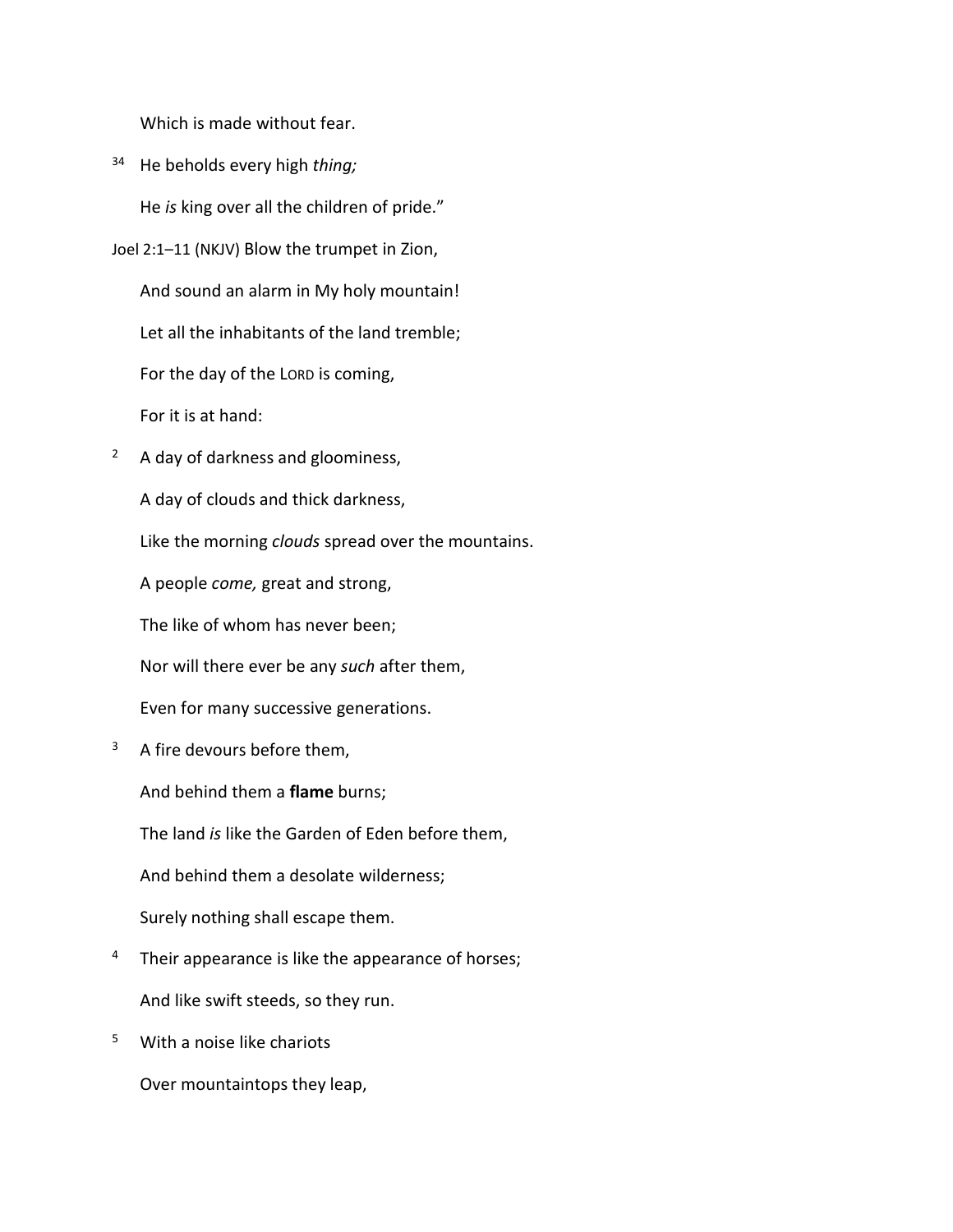Which is made without fear.

34 He beholds every high *thing;*

He *is* king over all the children of pride."

Joel 2:1–11 (NKJV) Blow the trumpet in Zion,

And sound an alarm in My holy mountain!

Let all the inhabitants of the land tremble;

For the day of the LORD is coming,

For it is at hand:

2 A day of darkness and gloominess,

A day of clouds and thick darkness,

Like the morning *clouds* spread over the mountains.

A people *come,* great and strong,

The like of whom has never been;

Nor will there ever be any *such* after them,

Even for many successive generations.

3 A fire devours before them,

And behind them a **flame** burns;

The land *is* like the Garden of Eden before them,

And behind them a desolate wilderness;

Surely nothing shall escape them.

4 Their appearance is like the appearance of horses;

And like swift steeds, so they run.

5 With a noise like chariots

Over mountaintops they leap,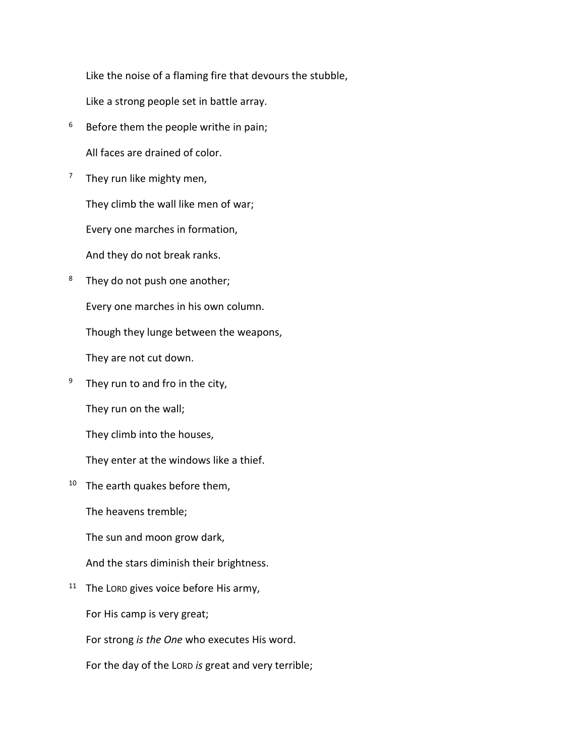Like the noise of a flaming fire that devours the stubble,

Like a strong people set in battle array.

[6] Before them the people writhe in pain;

All faces are drained of color.

[7] They run like mighty men,

They climb the wall like men of war;

Every one marches in formation,

And they do not break ranks.

[8] They do not push one another;

Every one marches in his own column.

Though they lunge between the weapons,

They are not cut down.

[9] They run to and fro in the city,

They run on the wall;

They climb into the houses,

They enter at the windows like a thief.

[10] The earth quakes before them,

The heavens tremble;

The sun and moon grow dark,

And the stars diminish their brightness.

[11] The LORD gives voice before His army,

For His camp is very great;

For strong *is the One* who executes His word.

For the day of the LORD *is* great and very terrible;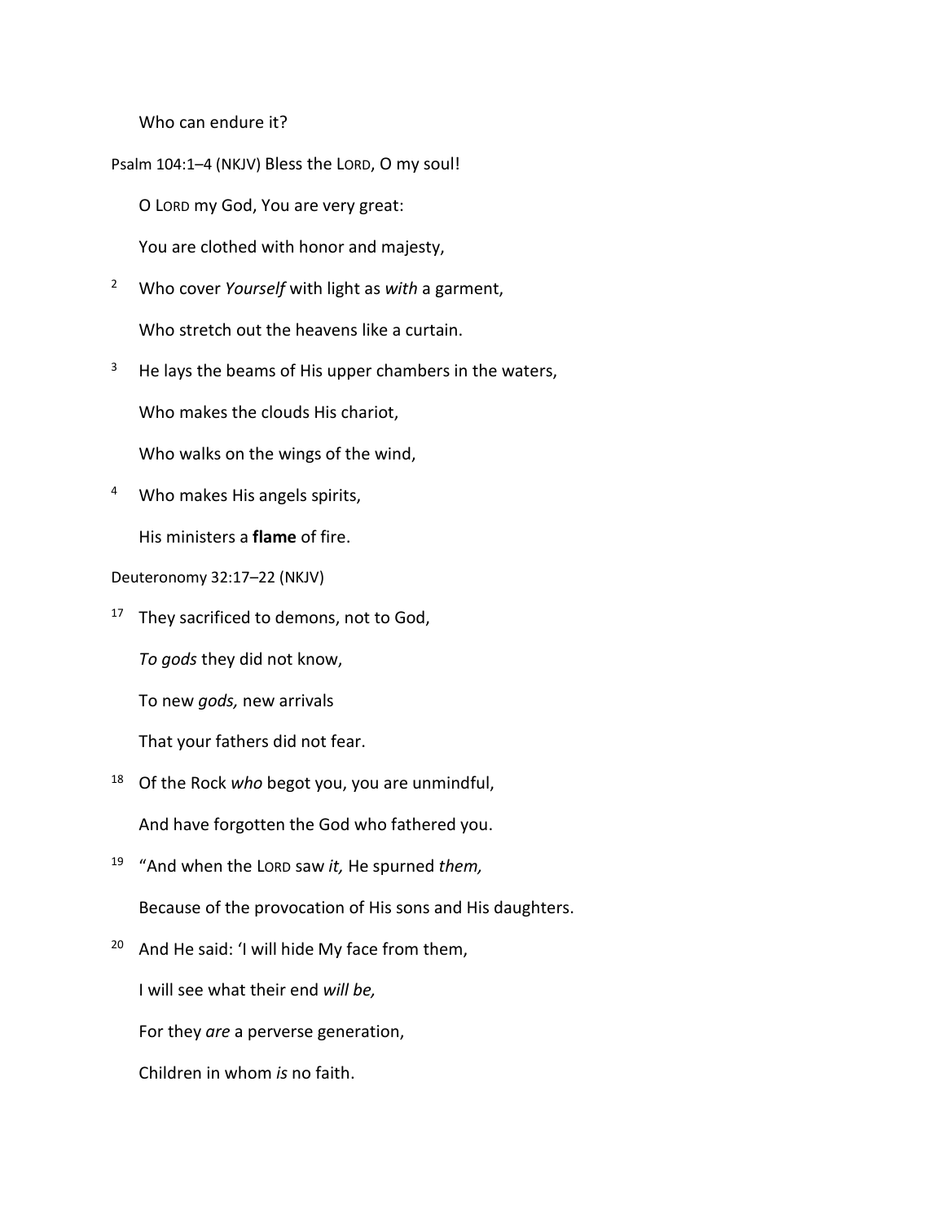Who can endure it?

Psalm 104:1–4 (NKJV) Bless the LORD, O my soul!

O LORD my God, You are very great:

You are clothed with honor and majesty,

[2] Who cover *Yourself* with light as *with* a garment,

Who stretch out the heavens like a curtain.

[3] He lays the beams of His upper chambers in the waters,

Who makes the clouds His chariot,

Who walks on the wings of the wind,

[4] Who makes His angels spirits,

His ministers a **flame** of fire.

Deuteronomy 32:17–22 (NKJV)

[17] They sacrificed to demons, not to God,

*To gods* they did not know,

To new *gods,* new arrivals

That your fathers did not fear.

[18] Of the Rock *who* begot you, you are unmindful,

And have forgotten the God who fathered you.

[19] "And when the LORD saw *it,* He spurned *them,*

Because of the provocation of His sons and His daughters.

[20] And He said: 'I will hide My face from them,

I will see what their end *will be,*

For they *are* a perverse generation,

Children in whom *is* no faith.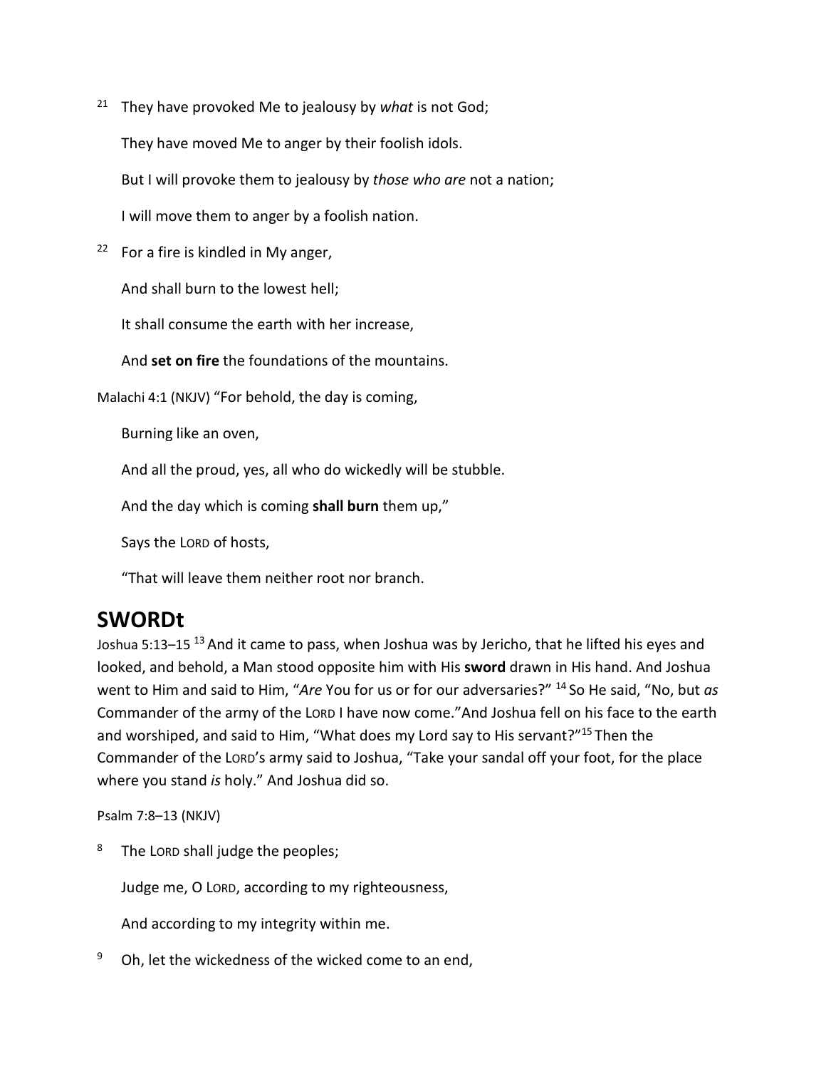[21] They have provoked Me to jealousy by *what* is not God;

They have moved Me to anger by their foolish idols.

But I will provoke them to jealousy by *those who are* not a nation;

I will move them to anger by a foolish nation.

[22] For a fire is kindled in My anger,

And shall burn to the lowest hell;

It shall consume the earth with her increase,

And **set on fire** the foundations of the mountains.

Malachi 4:1 (NKJV) "For behold, the day is coming,

Burning like an oven,

And all the proud, yes, all who do wickedly will be stubble.

And the day which is coming **shall burn** them up,"

Says the LORD of hosts,

"That will leave them neither root nor branch.

# SWORDt

Joshua 5:13–15 [13] And it came to pass, when Joshua was by Jericho, that he lifted his eyes and looked, and behold, a Man stood opposite him with His **sword** drawn in His hand. And Joshua went to Him and said to Him, "*Are* You for us or for our adversaries?" [14] So He said, "No, but *as* Commander of the army of the LORD I have now come."And Joshua fell on his face to the earth and worshiped, and said to Him, "What does my Lord say to His servant?"[15] Then the Commander of the LORD's army said to Joshua, "Take your sandal off your foot, for the place where you stand *is* holy." And Joshua did so.

Psalm 7:8–13 (NKJV)

[8] The LORD shall judge the peoples;

Judge me, O LORD, according to my righteousness,

And according to my integrity within me.

[9] Oh, let the wickedness of the wicked come to an end,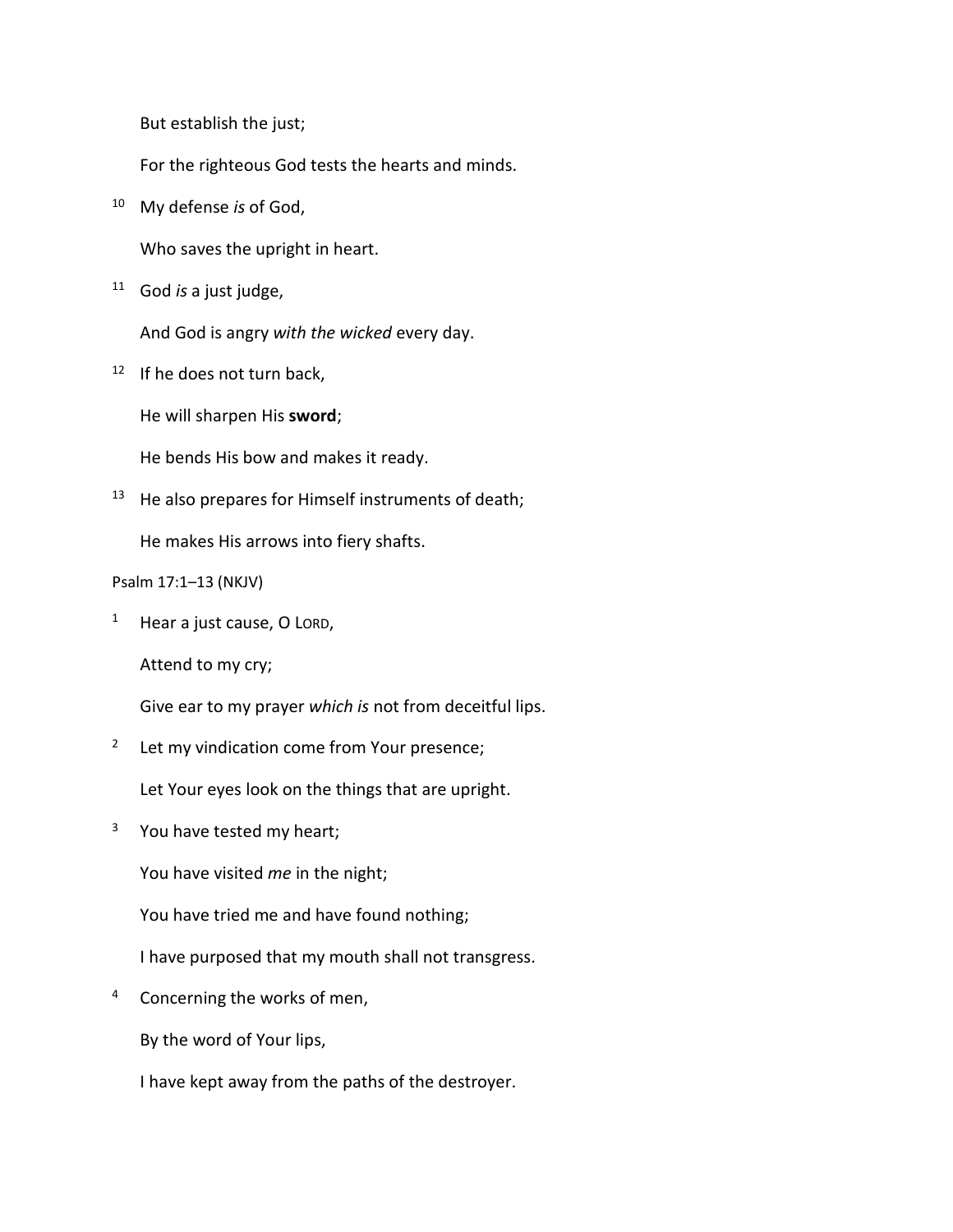But establish the just;

For the righteous God tests the hearts and minds.

10 My defense *is* of God,

Who saves the upright in heart.

11 God *is* a just judge,

And God is angry *with the wicked* every day.

12 If he does not turn back,

He will sharpen His **sword**;

He bends His bow and makes it ready.

13 He also prepares for Himself instruments of death;

He makes His arrows into fiery shafts.

Psalm 17:1–13 (NKJV)

1 Hear a just cause, O LORD,

Attend to my cry;

Give ear to my prayer *which is* not from deceitful lips.

2 Let my vindication come from Your presence;

Let Your eyes look on the things that are upright.

3 You have tested my heart;

You have visited *me* in the night;

You have tried me and have found nothing;

I have purposed that my mouth shall not transgress.

4 Concerning the works of men,

By the word of Your lips,

I have kept away from the paths of the destroyer.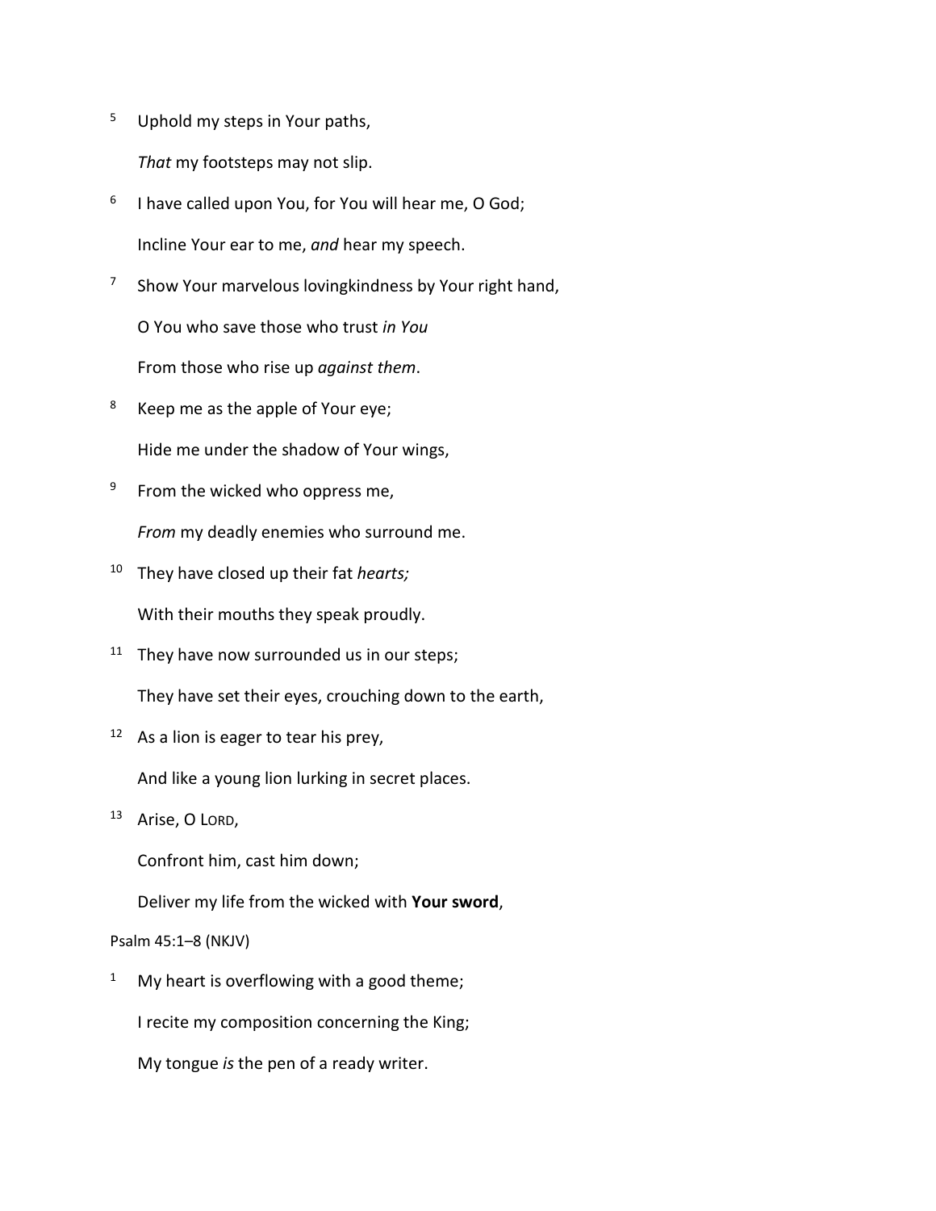[5] Uphold my steps in Your paths,

*That* my footsteps may not slip.

[6] I have called upon You, for You will hear me, O God;

Incline Your ear to me, *and* hear my speech.

[7] Show Your marvelous lovingkindness by Your right hand,

O You who save those who trust *in You*

From those who rise up *against them*.

[8] Keep me as the apple of Your eye;

Hide me under the shadow of Your wings,

[9] From the wicked who oppress me,

*From* my deadly enemies who surround me.

[10] They have closed up their fat *hearts;*

With their mouths they speak proudly.

[11] They have now surrounded us in our steps;

They have set their eyes, crouching down to the earth,

[12] As a lion is eager to tear his prey,

And like a young lion lurking in secret places.

[13] Arise, O LORD,

Confront him, cast him down;

Deliver my life from the wicked with **Your sword**,

Psalm 45:1–8 (NKJV)

[1] My heart is overflowing with a good theme;

I recite my composition concerning the King;

My tongue *is* the pen of a ready writer.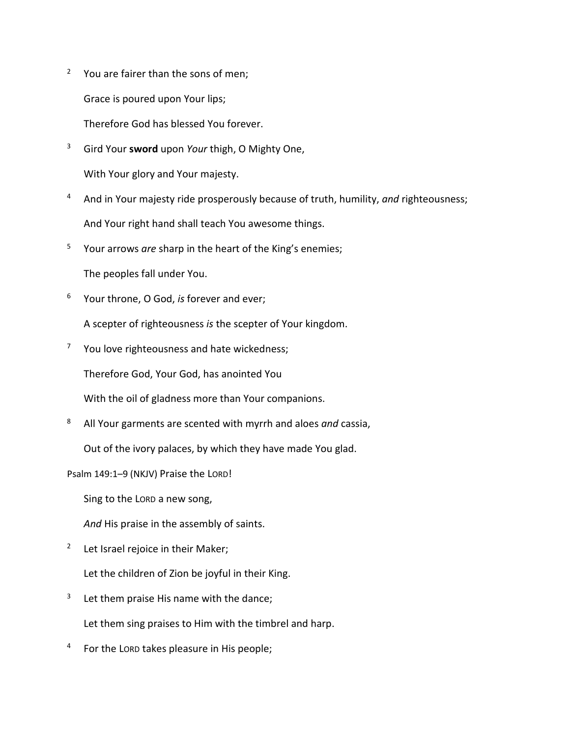[2] You are fairer than the sons of men;

Grace is poured upon Your lips;

Therefore God has blessed You forever.

[3] Gird Your **sword** upon *Your* thigh, O Mighty One,

With Your glory and Your majesty.

[4] And in Your majesty ride prosperously because of truth, humility, *and* righteousness;

And Your right hand shall teach You awesome things.

[5] Your arrows *are* sharp in the heart of the King's enemies;

The peoples fall under You.

[6] Your throne, O God, *is* forever and ever;

A scepter of righteousness *is* the scepter of Your kingdom.

[7] You love righteousness and hate wickedness;

Therefore God, Your God, has anointed You

With the oil of gladness more than Your companions.

[8] All Your garments are scented with myrrh and aloes *and* cassia,

Out of the ivory palaces, by which they have made You glad.

Psalm 149:1–9 (NKJV) Praise the LORD!

Sing to the LORD a new song,

*And* His praise in the assembly of saints.

[2] Let Israel rejoice in their Maker;

Let the children of Zion be joyful in their King.

[3] Let them praise His name with the dance;

Let them sing praises to Him with the timbrel and harp.

[4] For the LORD takes pleasure in His people;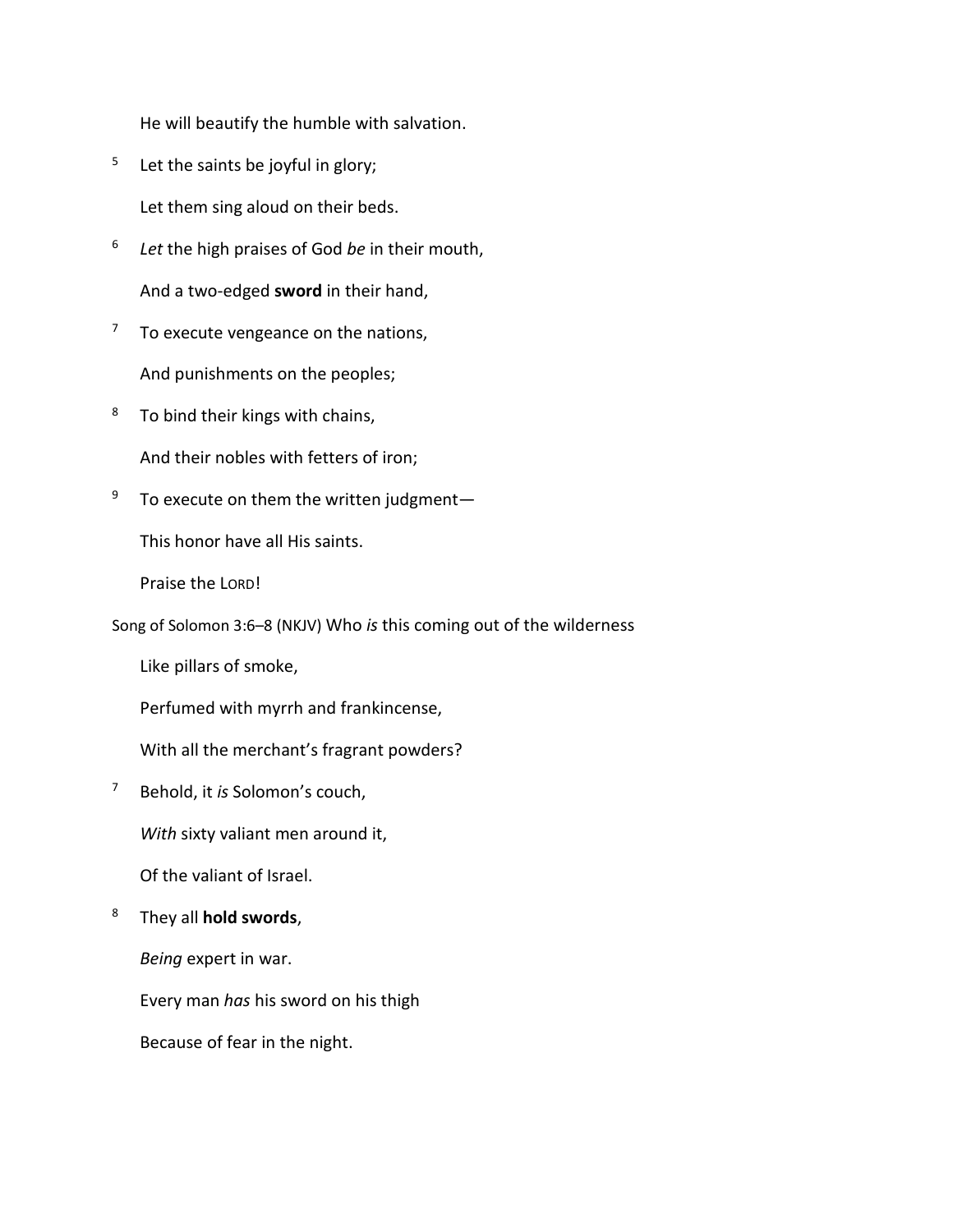He will beautify the humble with salvation.

[5] Let the saints be joyful in glory;

Let them sing aloud on their beds.

[6] *Let* the high praises of God *be* in their mouth,

And a two-edged **sword** in their hand,

[7] To execute vengeance on the nations,

And punishments on the peoples;

[8] To bind their kings with chains,

And their nobles with fetters of iron;

[9] To execute on them the written judgment—

This honor have all His saints.

Praise the LORD!

Song of Solomon 3:6–8 (NKJV) Who *is* this coming out of the wilderness

Like pillars of smoke,

Perfumed with myrrh and frankincense,

With all the merchant's fragrant powders?

[7] Behold, it *is* Solomon's couch,

*With* sixty valiant men around it,

Of the valiant of Israel.

[8] They all **hold swords**,

*Being* expert in war.

Every man *has* his sword on his thigh

Because of fear in the night.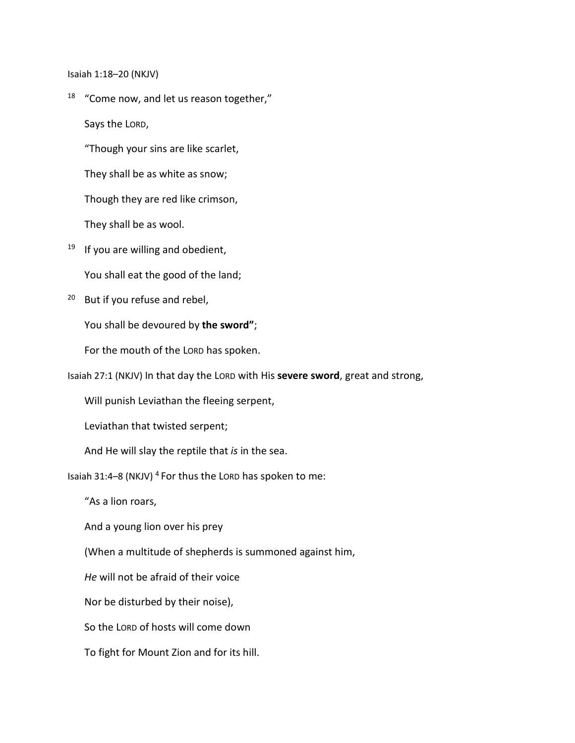Isaiah 1:18–20 (NKJV)

[18] "Come now, and let us reason together,"

Says the LORD,

"Though your sins are like scarlet,

They shall be as white as snow;

Though they are red like crimson,

They shall be as wool.

[19] If you are willing and obedient,

You shall eat the good of the land;

[20] But if you refuse and rebel,

You shall be devoured by **the sword"**;

For the mouth of the LORD has spoken.

Isaiah 27:1 (NKJV) In that day the LORD with His **severe sword**, great and strong,

Will punish Leviathan the fleeing serpent,

Leviathan that twisted serpent;

And He will slay the reptile that *is* in the sea.

Isaiah 31:4–8 (NKJV) [4] For thus the LORD has spoken to me:

"As a lion roars,

And a young lion over his prey

(When a multitude of shepherds is summoned against him,

*He* will not be afraid of their voice

Nor be disturbed by their noise),

So the LORD of hosts will come down

To fight for Mount Zion and for its hill.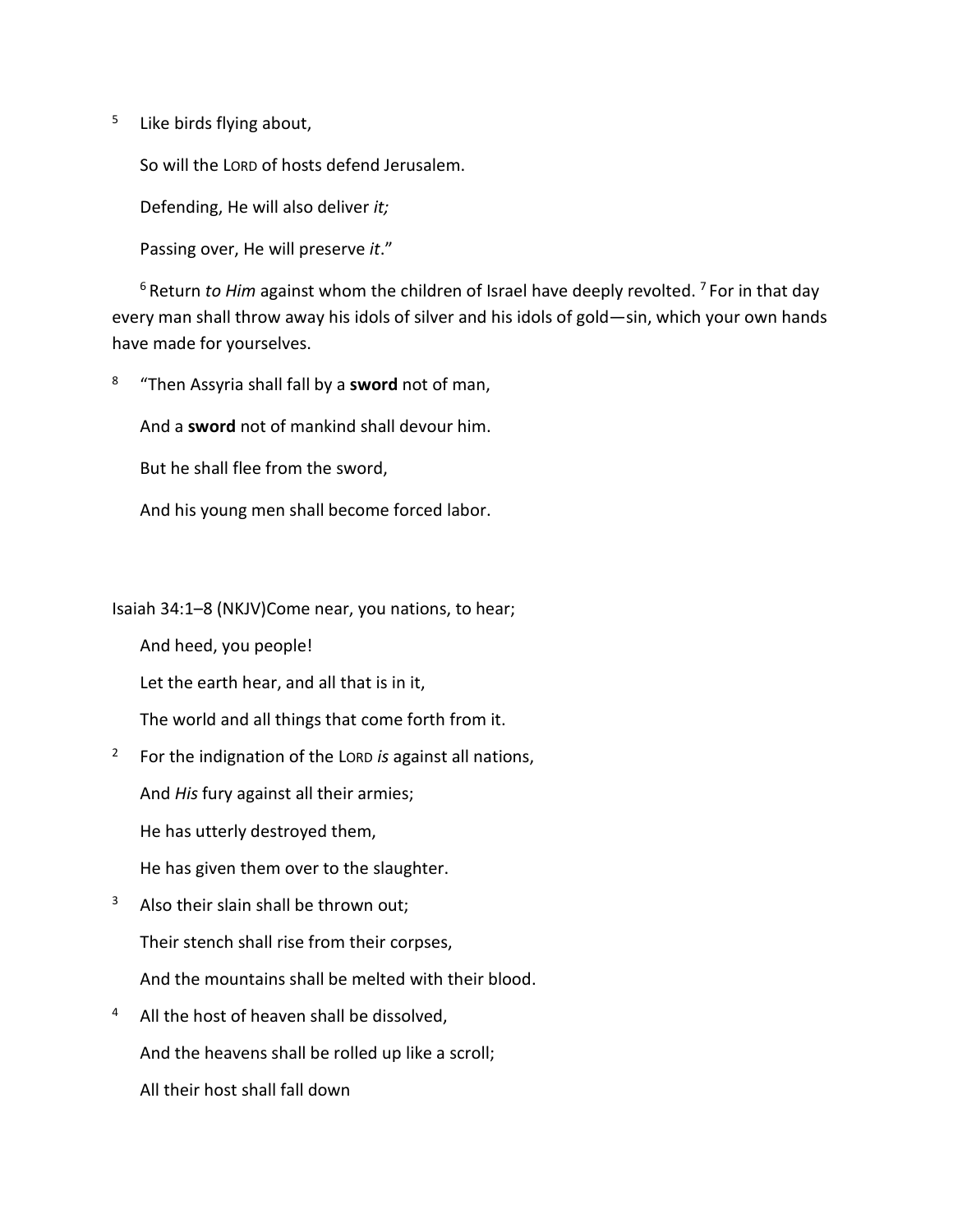[5] Like birds flying about,

So will the LORD of hosts defend Jerusalem.

Defending, He will also deliver *it;*

Passing over, He will preserve *it*."

[6] Return *to Him* against whom the children of Israel have deeply revolted. [7] For in that day every man shall throw away his idols of silver and his idols of gold—sin, which your own hands have made for yourselves.

[8] "Then Assyria shall fall by a **sword** not of man,

And a **sword** not of mankind shall devour him.

But he shall flee from the sword,

And his young men shall become forced labor.

Isaiah 34:1–8 (NKJV)Come near, you nations, to hear;

And heed, you people!

Let the earth hear, and all that is in it,

The world and all things that come forth from it.

[2] For the indignation of the LORD *is* against all nations,

And *His* fury against all their armies;

He has utterly destroyed them,

He has given them over to the slaughter.

[3] Also their slain shall be thrown out;

Their stench shall rise from their corpses,

And the mountains shall be melted with their blood.

[4] All the host of heaven shall be dissolved,

And the heavens shall be rolled up like a scroll;

All their host shall fall down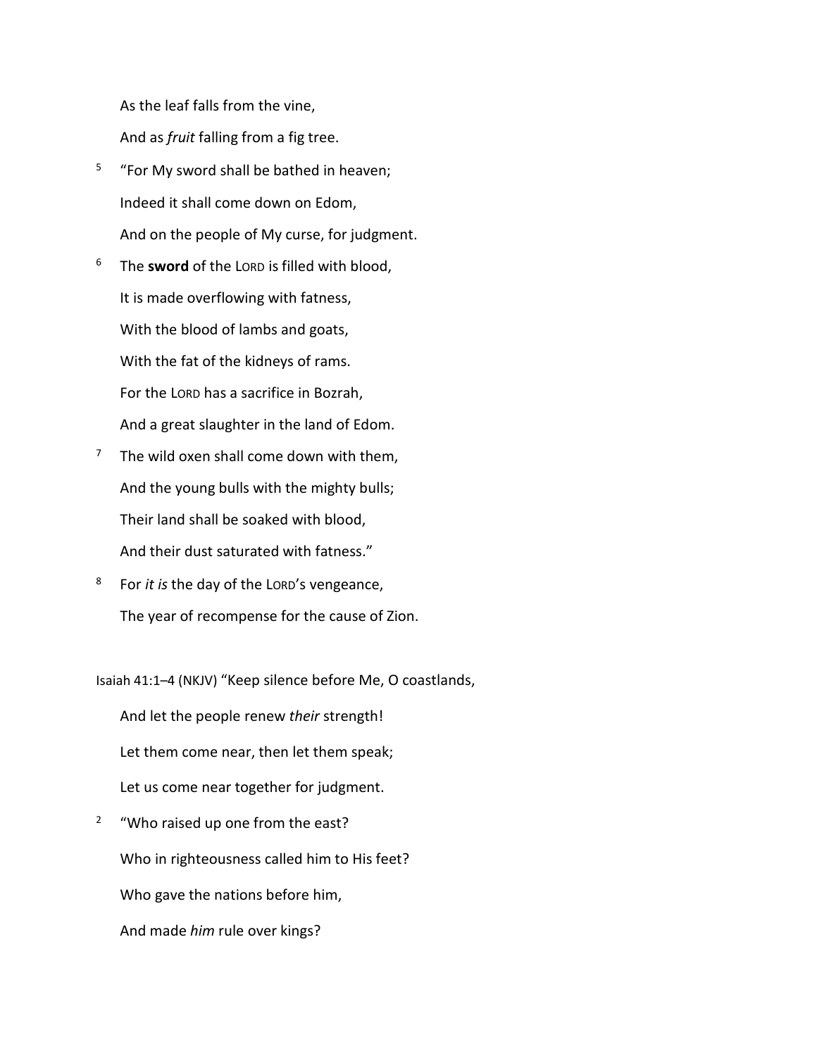As the leaf falls from the vine,

And as *fruit* falling from a fig tree.

5 "For My sword shall be bathed in heaven;

Indeed it shall come down on Edom,

And on the people of My curse, for judgment.

6 The **sword** of the LORD is filled with blood,

It is made overflowing with fatness,

With the blood of lambs and goats,

With the fat of the kidneys of rams.

For the LORD has a sacrifice in Bozrah,

And a great slaughter in the land of Edom.

7 The wild oxen shall come down with them,

And the young bulls with the mighty bulls;

Their land shall be soaked with blood,

And their dust saturated with fatness."

8 For *it is* the day of the LORD's vengeance,

The year of recompense for the cause of Zion.

Isaiah 41:1–4 (NKJV) "Keep silence before Me, O coastlands,

And let the people renew *their* strength!

Let them come near, then let them speak;

Let us come near together for judgment.

2 "Who raised up one from the east?

Who in righteousness called him to His feet?

Who gave the nations before him,

And made *him* rule over kings?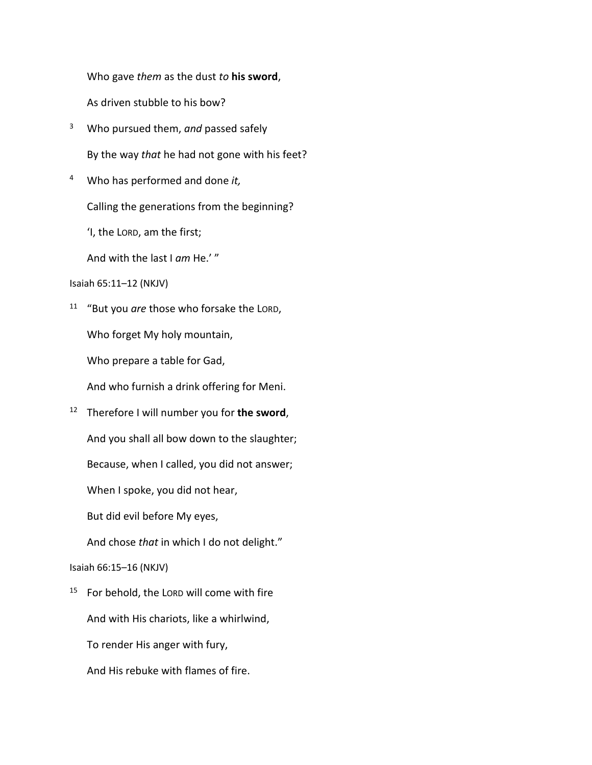Who gave *them* as the dust *to* **his sword**,

As driven stubble to his bow?

[3] Who pursued them, *and* passed safely

By the way *that* he had not gone with his feet?

[4] Who has performed and done *it,*

Calling the generations from the beginning?

'I, the LORD, am the first;

And with the last I *am* He.' "

Isaiah 65:11–12 (NKJV)

[11] "But you *are* those who forsake the LORD,

Who forget My holy mountain,

Who prepare a table for Gad,

And who furnish a drink offering for Meni.

[12] Therefore I will number you for **the sword**,

And you shall all bow down to the slaughter;

Because, when I called, you did not answer;

When I spoke, you did not hear,

But did evil before My eyes,

And chose *that* in which I do not delight."

Isaiah 66:15–16 (NKJV)

[15] For behold, the LORD will come with fire

And with His chariots, like a whirlwind,

To render His anger with fury,

And His rebuke with flames of fire.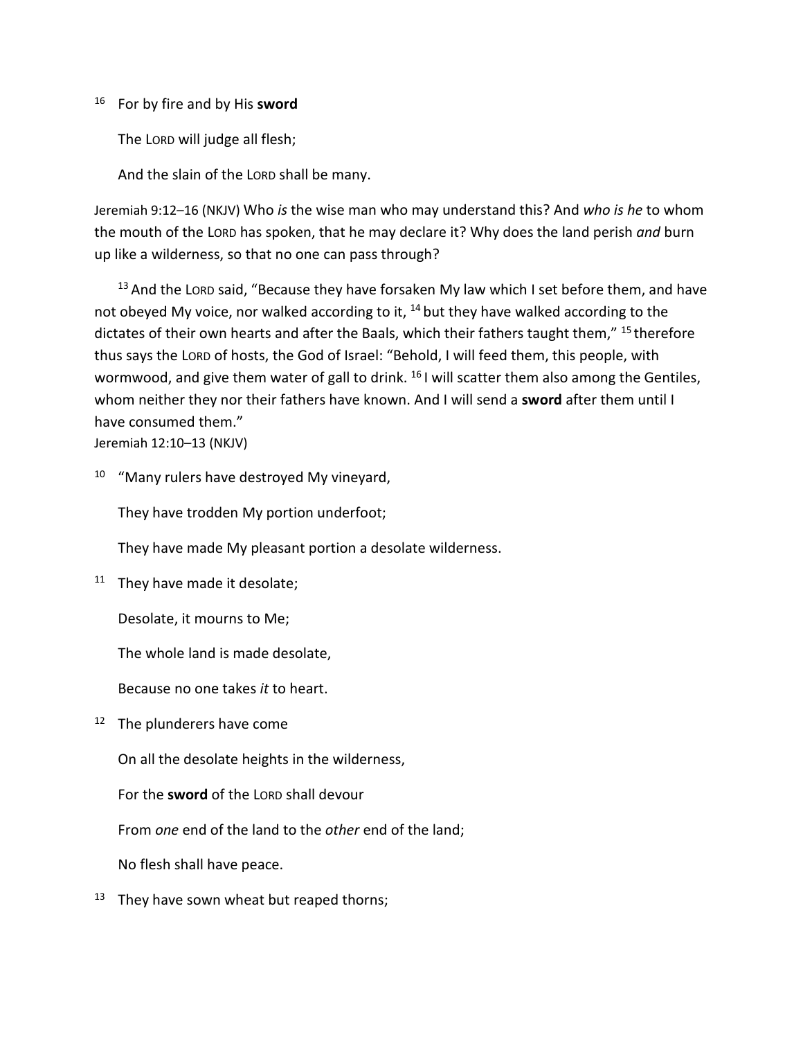[16] For by fire and by His **sword**

The LORD will judge all flesh;

And the slain of the LORD shall be many.

Jeremiah 9:12–16 (NKJV) Who *is* the wise man who may understand this? And *who is he* to whom the mouth of the LORD has spoken, that he may declare it? Why does the land perish *and* burn up like a wilderness, so that no one can pass through?

[13] And the LORD said, “Because they have forsaken My law which I set before them, and have not obeyed My voice, nor walked according to it, [14] but they have walked according to the dictates of their own hearts and after the Baals, which their fathers taught them,” [15] therefore thus says the LORD of hosts, the God of Israel: “Behold, I will feed them, this people, with wormwood, and give them water of gall to drink. [16] I will scatter them also among the Gentiles, whom neither they nor their fathers have known. And I will send a **sword** after them until I have consumed them.”

Jeremiah 12:10–13 (NKJV)

[10] “Many rulers have destroyed My vineyard,

They have trodden My portion underfoot;

They have made My pleasant portion a desolate wilderness.

[11] They have made it desolate;

Desolate, it mourns to Me;

The whole land is made desolate,

Because no one takes *it* to heart.

[12] The plunderers have come

On all the desolate heights in the wilderness,

For the **sword** of the LORD shall devour

From *one* end of the land to the *other* end of the land;

No flesh shall have peace.

[13] They have sown wheat but reaped thorns;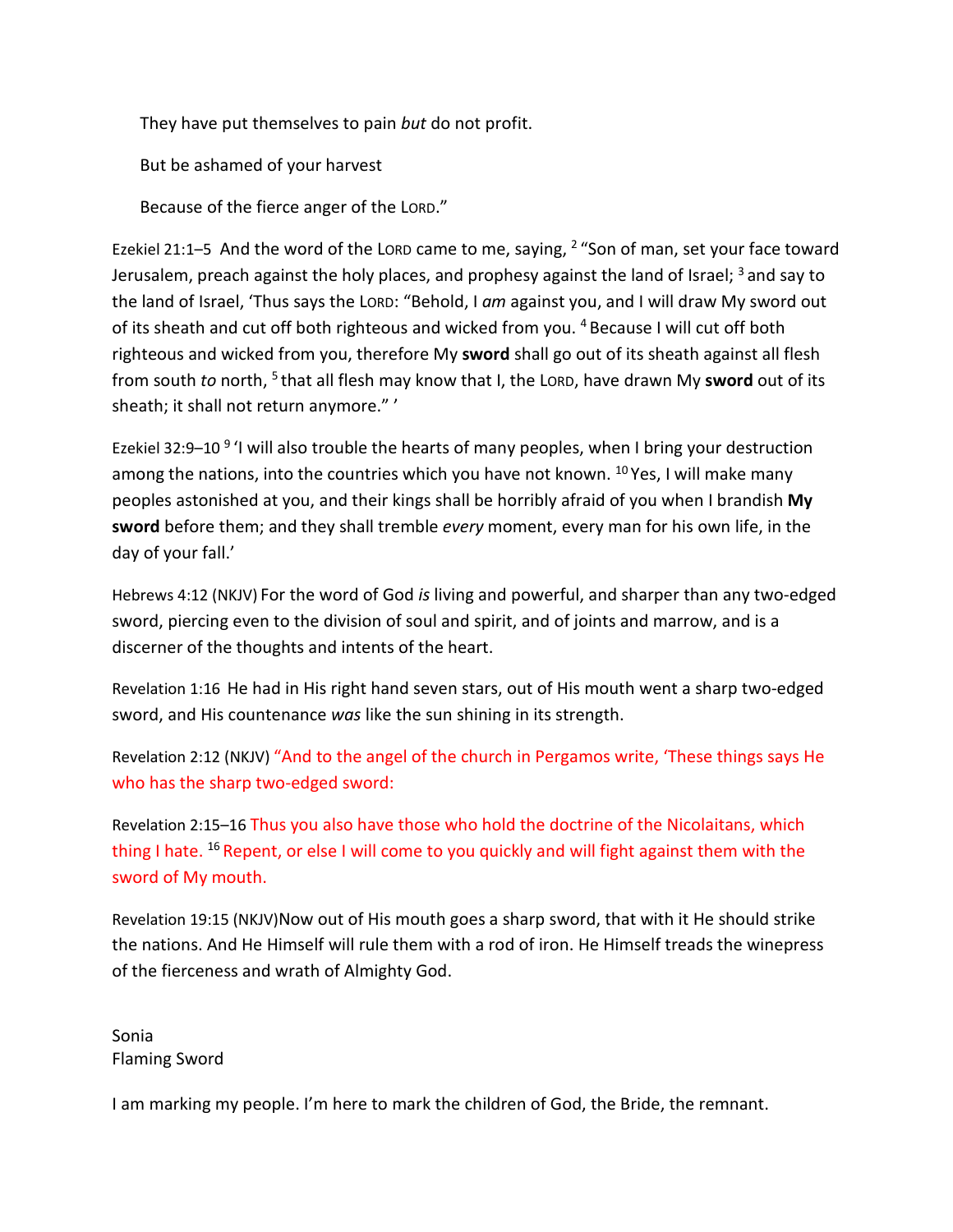They have put themselves to pain *but* do not profit.

But be ashamed of your harvest

Because of the fierce anger of the LORD."

Ezekiel 21:1–5 And the word of the LORD came to me, saying, [2] "Son of man, set your face toward Jerusalem, preach against the holy places, and prophesy against the land of Israel; [3] and say to the land of Israel, 'Thus says the LORD: "Behold, I *am* against you, and I will draw My sword out of its sheath and cut off both righteous and wicked from you. [4] Because I will cut off both righteous and wicked from you, therefore My **sword** shall go out of its sheath against all flesh from south *to* north, [5] that all flesh may know that I, the LORD, have drawn My **sword** out of its sheath; it shall not return anymore." '

Ezekiel 32:9–10 [9] 'I will also trouble the hearts of many peoples, when I bring your destruction among the nations, into the countries which you have not known. [10] Yes, I will make many peoples astonished at you, and their kings shall be horribly afraid of you when I brandish **My sword** before them; and they shall tremble *every* moment, every man for his own life, in the day of your fall.'

Hebrews 4:12 (NKJV) For the word of God *is* living and powerful, and sharper than any two-edged sword, piercing even to the division of soul and spirit, and of joints and marrow, and is a discerner of the thoughts and intents of the heart.

Revelation 1:16 He had in His right hand seven stars, out of His mouth went a sharp two-edged sword, and His countenance *was* like the sun shining in its strength.

Revelation 2:12 (NKJV) "And to the angel of the church in Pergamos write, 'These things says He who has the sharp two-edged sword:

Revelation 2:15–16 Thus you also have those who hold the doctrine of the Nicolaitans, which thing I hate. [16] Repent, or else I will come to you quickly and will fight against them with the sword of My mouth.

Revelation 19:15 (NKJV)Now out of His mouth goes a sharp sword, that with it He should strike the nations. And He Himself will rule them with a rod of iron. He Himself treads the winepress of the fierceness and wrath of Almighty God.

Sonia
Flaming Sword

I am marking my people. I'm here to mark the children of God, the Bride, the remnant.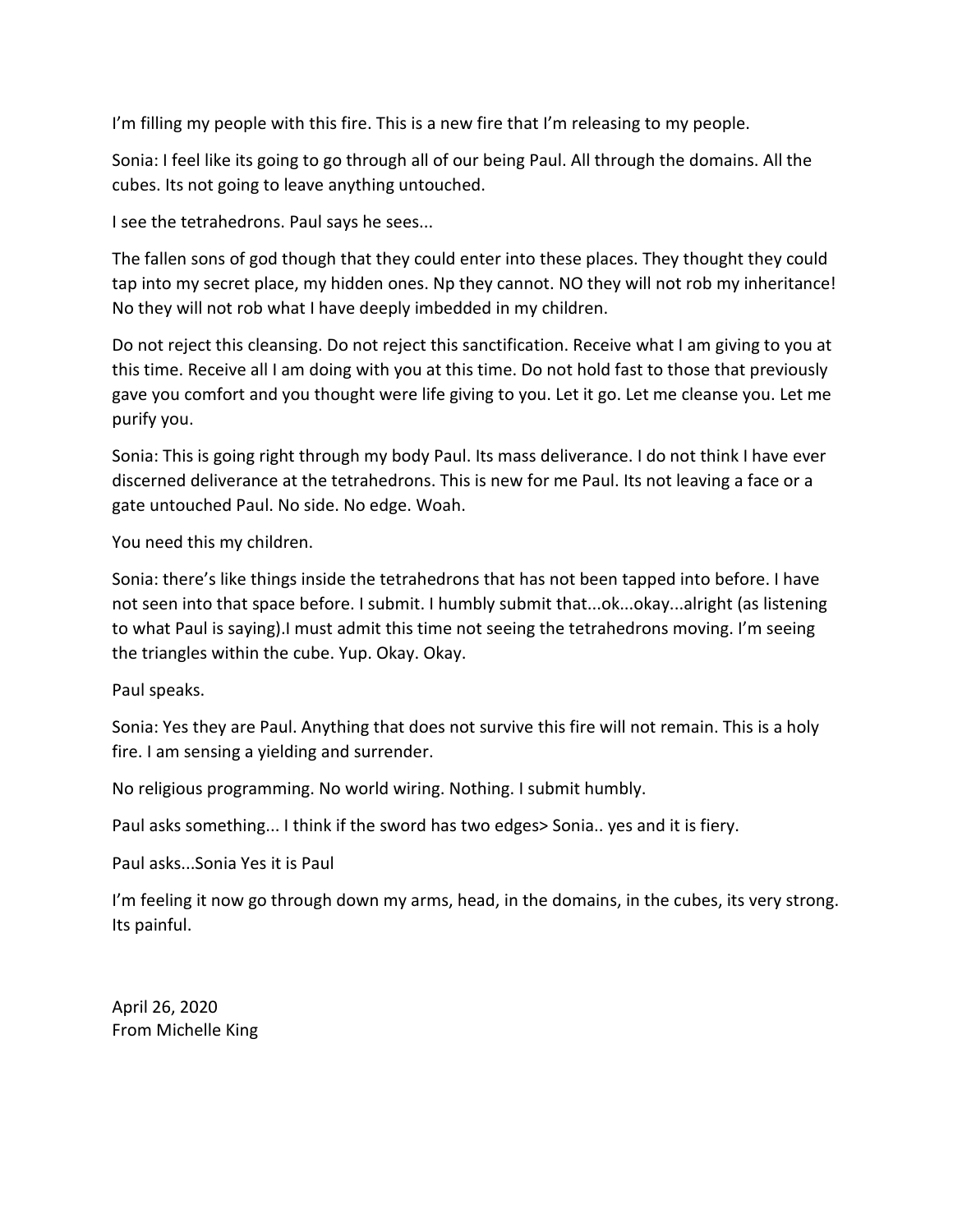I'm filling my people with this fire. This is a new fire that I'm releasing to my people.

Sonia: I feel like its going to go through all of our being Paul. All through the domains. All the cubes. Its not going to leave anything untouched.

I see the tetrahedrons. Paul says he sees...

The fallen sons of god though that they could enter into these places. They thought they could tap into my secret place, my hidden ones. Np they cannot. NO they will not rob my inheritance! No they will not rob what I have deeply imbedded in my children.

Do not reject this cleansing. Do not reject this sanctification. Receive what I am giving to you at this time. Receive all I am doing with you at this time. Do not hold fast to those that previously gave you comfort and you thought were life giving to you. Let it go. Let me cleanse you. Let me purify you.

Sonia: This is going right through my body Paul. Its mass deliverance. I do not think I have ever discerned deliverance at the tetrahedrons. This is new for me Paul. Its not leaving a face or a gate untouched Paul. No side. No edge. Woah.

You need this my children.

Sonia: there's like things inside the tetrahedrons that has not been tapped into before. I have not seen into that space before. I submit. I humbly submit that...ok...okay...alright (as listening to what Paul is saying).I must admit this time not seeing the tetrahedrons moving. I'm seeing the triangles within the cube. Yup. Okay. Okay.

Paul speaks.

Sonia: Yes they are Paul. Anything that does not survive this fire will not remain. This is a holy fire. I am sensing a yielding and surrender.

No religious programming. No world wiring. Nothing. I submit humbly.

Paul asks something... I think if the sword has two edges> Sonia.. yes and it is fiery.

Paul asks...Sonia Yes it is Paul

I'm feeling it now go through down my arms, head, in the domains, in the cubes, its very strong. Its painful.

April 26, 2020
From Michelle King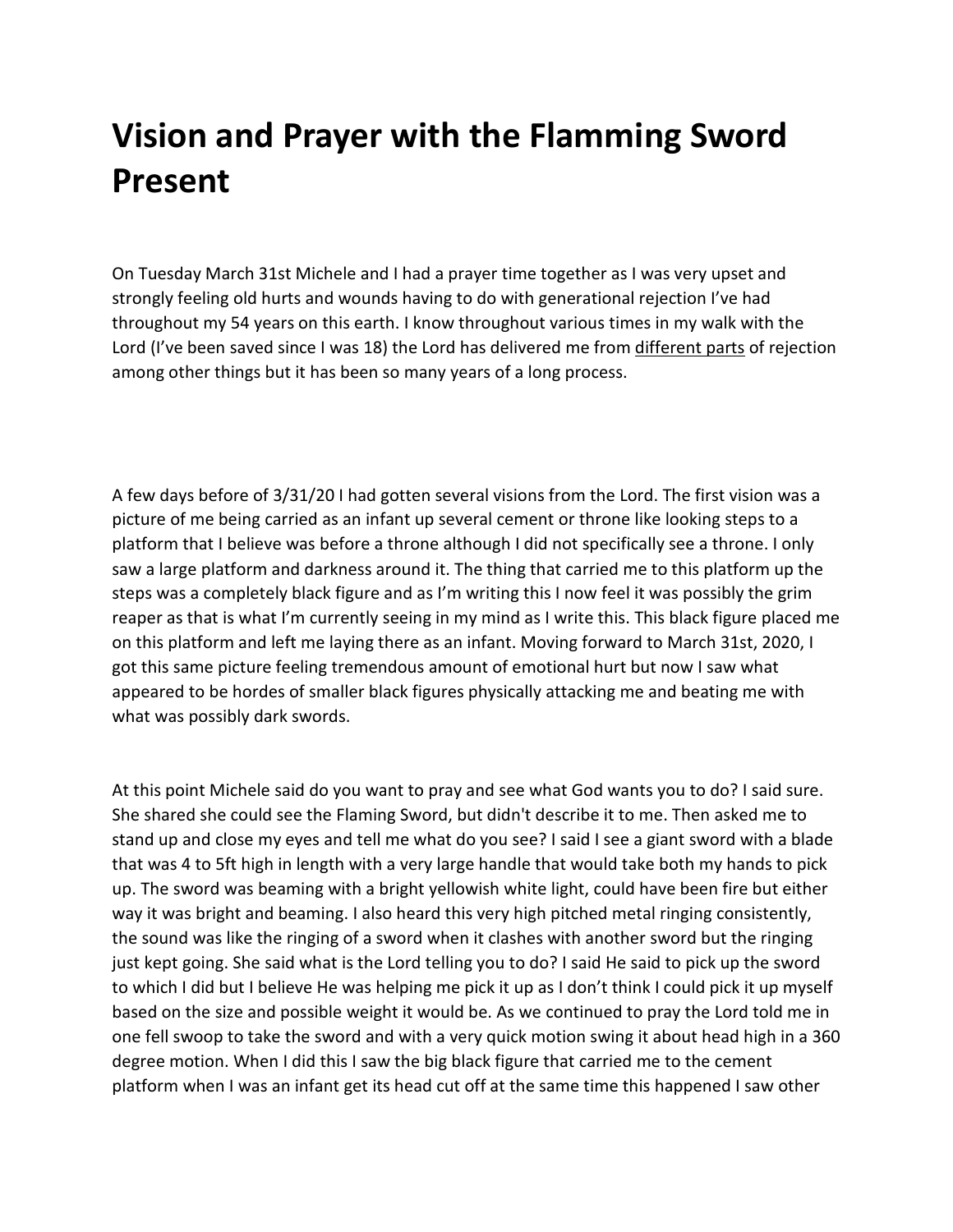# Vision and Prayer with the Flamming Sword Present

On Tuesday March 31st Michele and I had a prayer time together as I was very upset and strongly feeling old hurts and wounds having to do with generational rejection I've had throughout my 54 years on this earth. I know throughout various times in my walk with the Lord (I've been saved since I was 18) the Lord has delivered me from different parts of rejection among other things but it has been so many years of a long process.

A few days before of 3/31/20 I had gotten several visions from the Lord. The first vision was a picture of me being carried as an infant up several cement or throne like looking steps to a platform that I believe was before a throne although I did not specifically see a throne. I only saw a large platform and darkness around it. The thing that carried me to this platform up the steps was a completely black figure and as I'm writing this I now feel it was possibly the grim reaper as that is what I'm currently seeing in my mind as I write this. This black figure placed me on this platform and left me laying there as an infant. Moving forward to March 31st, 2020, I got this same picture feeling tremendous amount of emotional hurt but now I saw what appeared to be hordes of smaller black figures physically attacking me and beating me with what was possibly dark swords.

At this point Michele said do you want to pray and see what God wants you to do? I said sure. She shared she could see the Flaming Sword, but didn't describe it to me. Then asked me to stand up and close my eyes and tell me what do you see? I said I see a giant sword with a blade that was 4 to 5ft high in length with a very large handle that would take both my hands to pick up. The sword was beaming with a bright yellowish white light, could have been fire but either way it was bright and beaming. I also heard this very high pitched metal ringing consistently, the sound was like the ringing of a sword when it clashes with another sword but the ringing just kept going. She said what is the Lord telling you to do? I said He said to pick up the sword to which I did but I believe He was helping me pick it up as I don't think I could pick it up myself based on the size and possible weight it would be. As we continued to pray the Lord told me in one fell swoop to take the sword and with a very quick motion swing it about head high in a 360 degree motion. When I did this I saw the big black figure that carried me to the cement platform when I was an infant get its head cut off at the same time this happened I saw other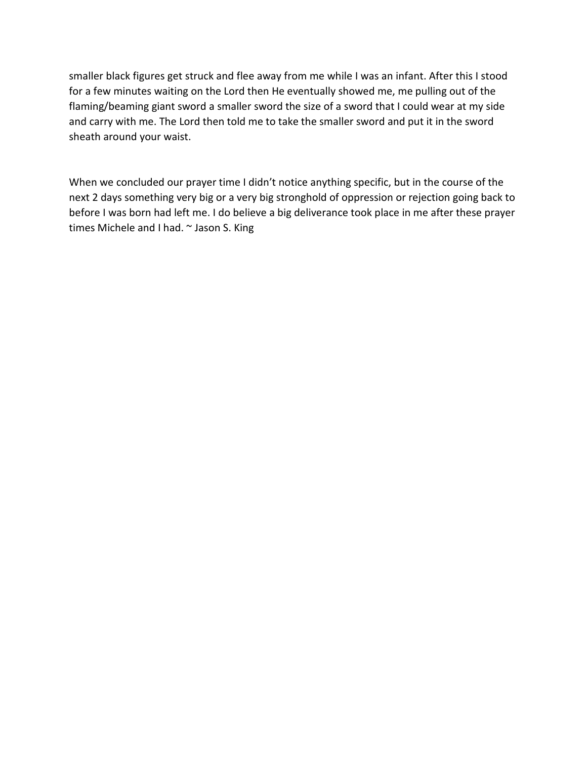smaller black figures get struck and flee away from me while I was an infant. After this I stood for a few minutes waiting on the Lord then He eventually showed me, me pulling out of the flaming/beaming giant sword a smaller sword the size of a sword that I could wear at my side and carry with me. The Lord then told me to take the smaller sword and put it in the sword sheath around your waist.

When we concluded our prayer time I didn't notice anything specific, but in the course of the next 2 days something very big or a very big stronghold of oppression or rejection going back to before I was born had left me. I do believe a big deliverance took place in me after these prayer times Michele and I had. ~ Jason S. King